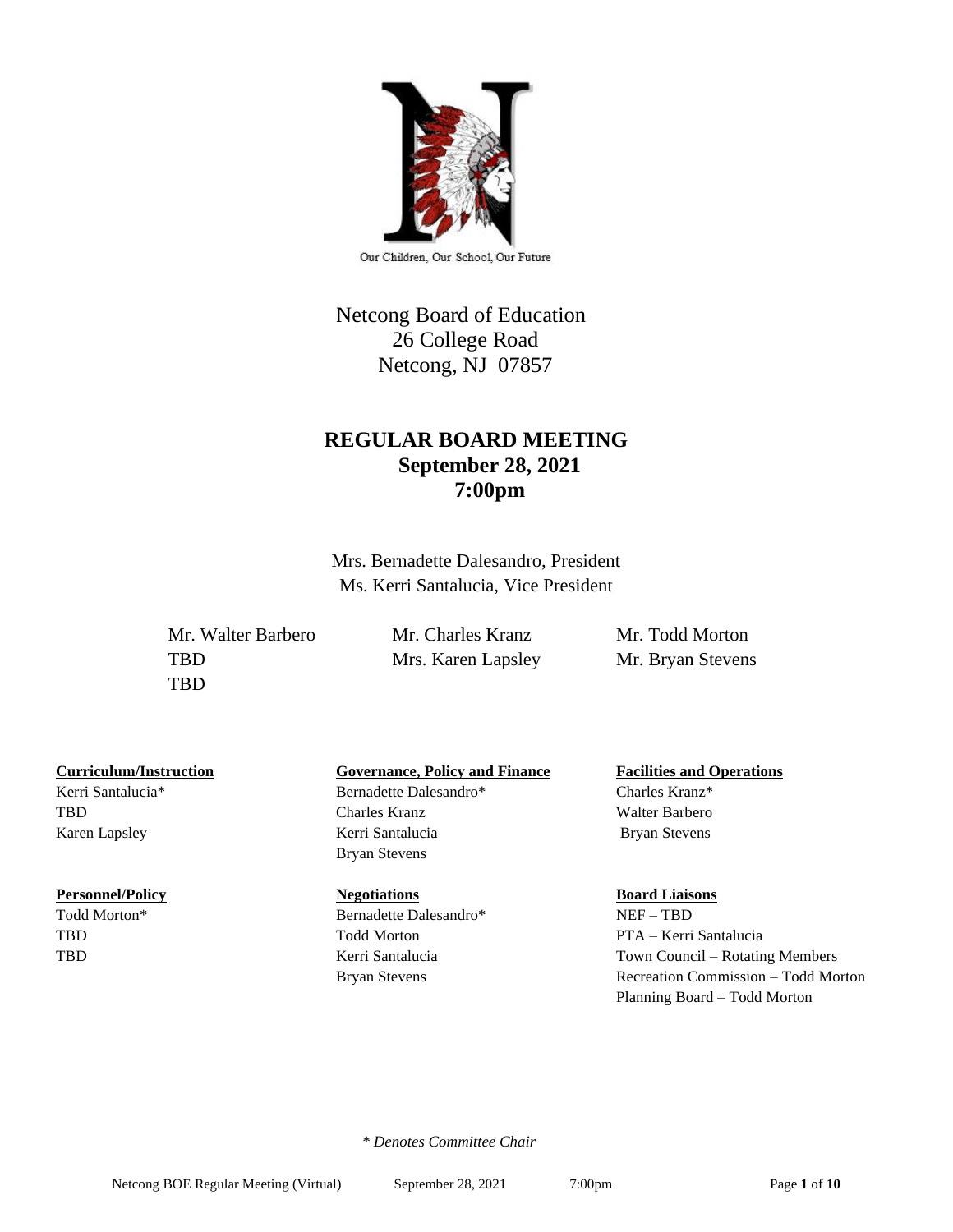Our Children, Our School, Our Future

Netcong Board of Education
26 College Road
Netcong, NJ 07857

# REGULAR BOARD MEETING
## September 28, 2021
## 7:00pm

Mrs. Bernadette Dalesandro, President
Ms. Kerri Santalucia, Vice President

Mr. Walter Barbero
TBD
TBD

Mr. Charles Kranz
Mrs. Karen Lapsley

Mr. Todd Morton
Mr. Bryan Stevens

**Curriculum/Instruction**
Kerri Santalucia*
TBD
Karen Lapsley

**Governance, Policy and Finance**
Bernadette Dalesandro*
Charles Kranz
Kerri Santalucia
Bryan Stevens

**Facilities and Operations**
Charles Kranz*
Walter Barbero
Bryan Stevens

**Personnel/Policy**
Todd Morton*
TBD
TBD

**Negotiations**
Bernadette Dalesandro*
Todd Morton
Kerri Santalucia
Bryan Stevens

**Board Liaisons**
NEF – TBD
PTA – Kerri Santalucia
Town Council – Rotating Members
Recreation Commission – Todd Morton
Planning Board – Todd Morton

*\* Denotes Committee Chair*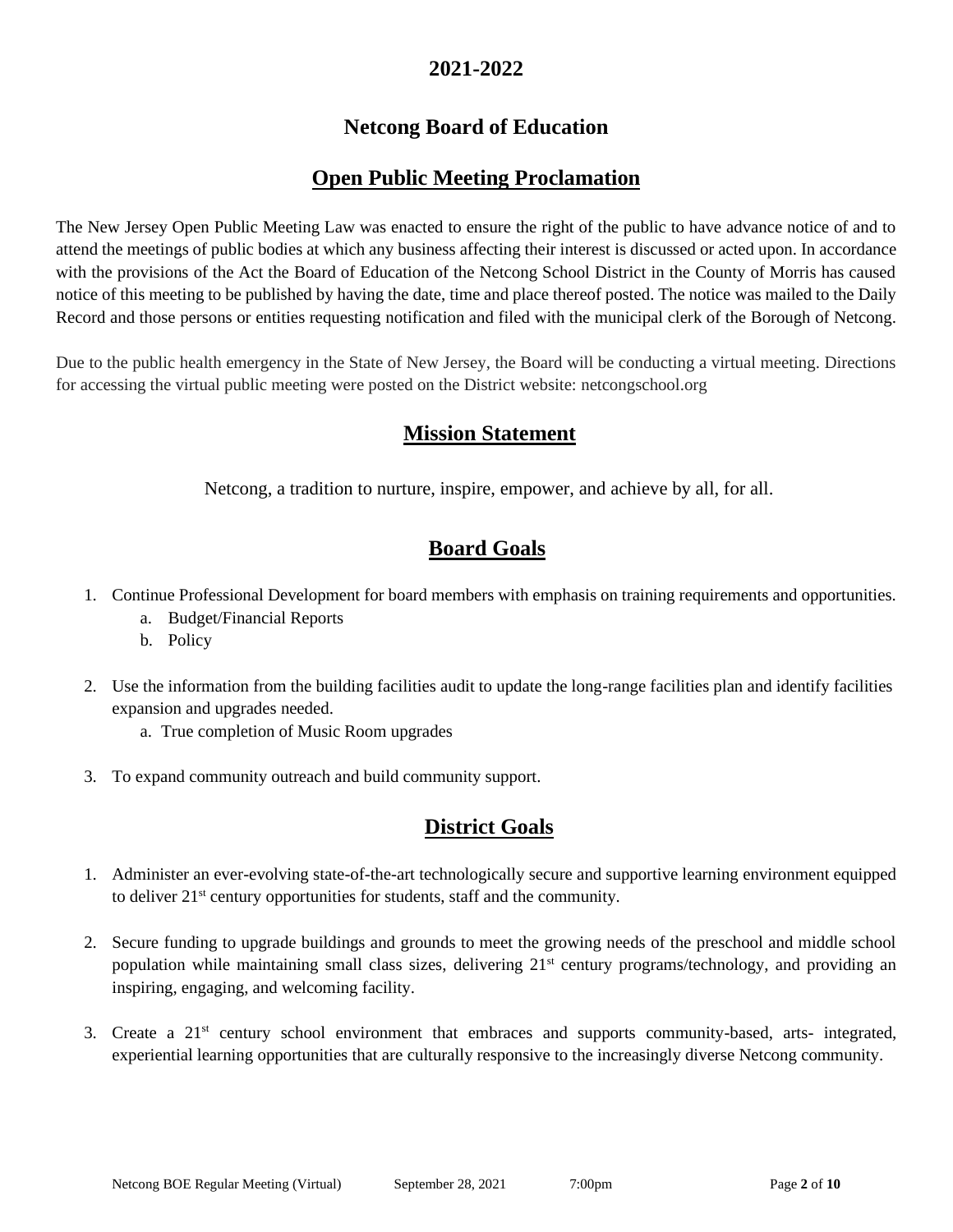## 2021-2022

## Netcong Board of Education

## Open Public Meeting Proclamation

The New Jersey Open Public Meeting Law was enacted to ensure the right of the public to have advance notice of and to attend the meetings of public bodies at which any business affecting their interest is discussed or acted upon. In accordance with the provisions of the Act the Board of Education of the Netcong School District in the County of Morris has caused notice of this meeting to be published by having the date, time and place thereof posted. The notice was mailed to the Daily Record and those persons or entities requesting notification and filed with the municipal clerk of the Borough of Netcong.

Due to the public health emergency in the State of New Jersey, the Board will be conducting a virtual meeting. Directions for accessing the virtual public meeting were posted on the District website: netcongschool.org

## Mission Statement

Netcong, a tradition to nurture, inspire, empower, and achieve by all, for all.

## Board Goals

1. Continue Professional Development for board members with emphasis on training requirements and opportunities.
   a. Budget/Financial Reports
   b. Policy
2. Use the information from the building facilities audit to update the long-range facilities plan and identify facilities expansion and upgrades needed.
   a. True completion of Music Room upgrades
3. To expand community outreach and build community support.

## District Goals

1. Administer an ever-evolving state-of-the-art technologically secure and supportive learning environment equipped to deliver 21st century opportunities for students, staff and the community.
2. Secure funding to upgrade buildings and grounds to meet the growing needs of the preschool and middle school population while maintaining small class sizes, delivering 21st century programs/technology, and providing an inspiring, engaging, and welcoming facility.
3. Create a 21st century school environment that embraces and supports community-based, arts- integrated, experiential learning opportunities that are culturally responsive to the increasingly diverse Netcong community.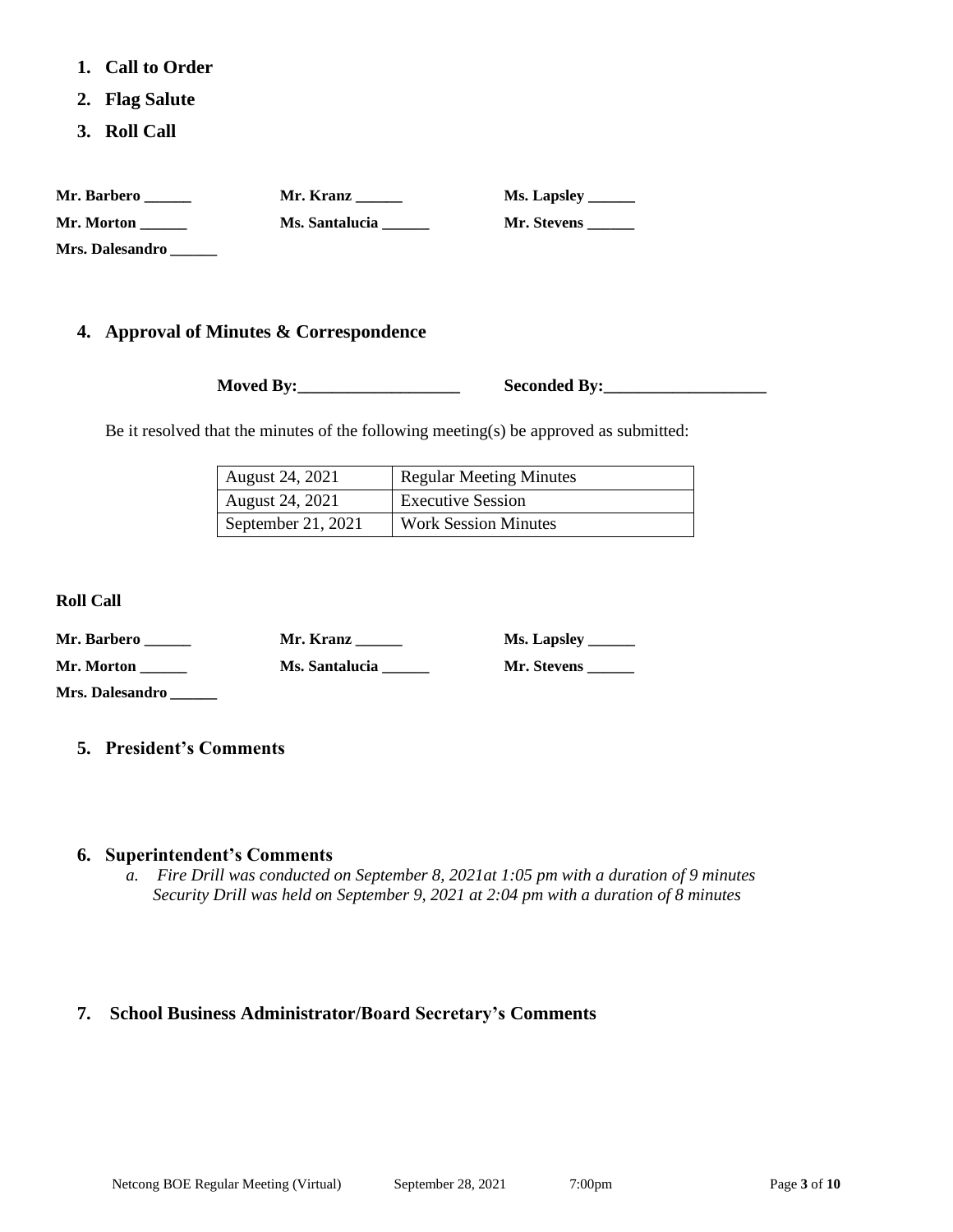1. **Call to Order**
2. **Flag Salute**
3. **Roll Call**

**Mr. Barbero ______** **Mr. Kranz ______** **Ms. Lapsley ______**
**Mr. Morton ______** **Ms. Santalucia ______** **Mr. Stevens ______**
**Mrs. Dalesandro ______**

4. **Approval of Minutes & Correspondence**

**Moved By:___________________** **Seconded By:___________________**

Be it resolved that the minutes of the following meeting(s) be approved as submitted:

| August 24, 2021 | Regular Meeting Minutes |
|---|---|
| August 24, 2021 | Executive Session |
| September 21, 2021 | Work Session Minutes |

**Roll Call**

**Mr. Barbero ______** **Mr. Kranz ______** **Ms. Lapsley ______**
**Mr. Morton ______** **Ms. Santalucia ______** **Mr. Stevens ______**
**Mrs. Dalesandro ______**

5. **President's Comments**

6. **Superintendent's Comments**
   a. *Fire Drill was conducted on September 8, 2021at 1:05 pm with a duration of 9 minutes Security Drill was held on September 9, 2021 at 2:04 pm with a duration of 8 minutes*

7. **School Business Administrator/Board Secretary's Comments**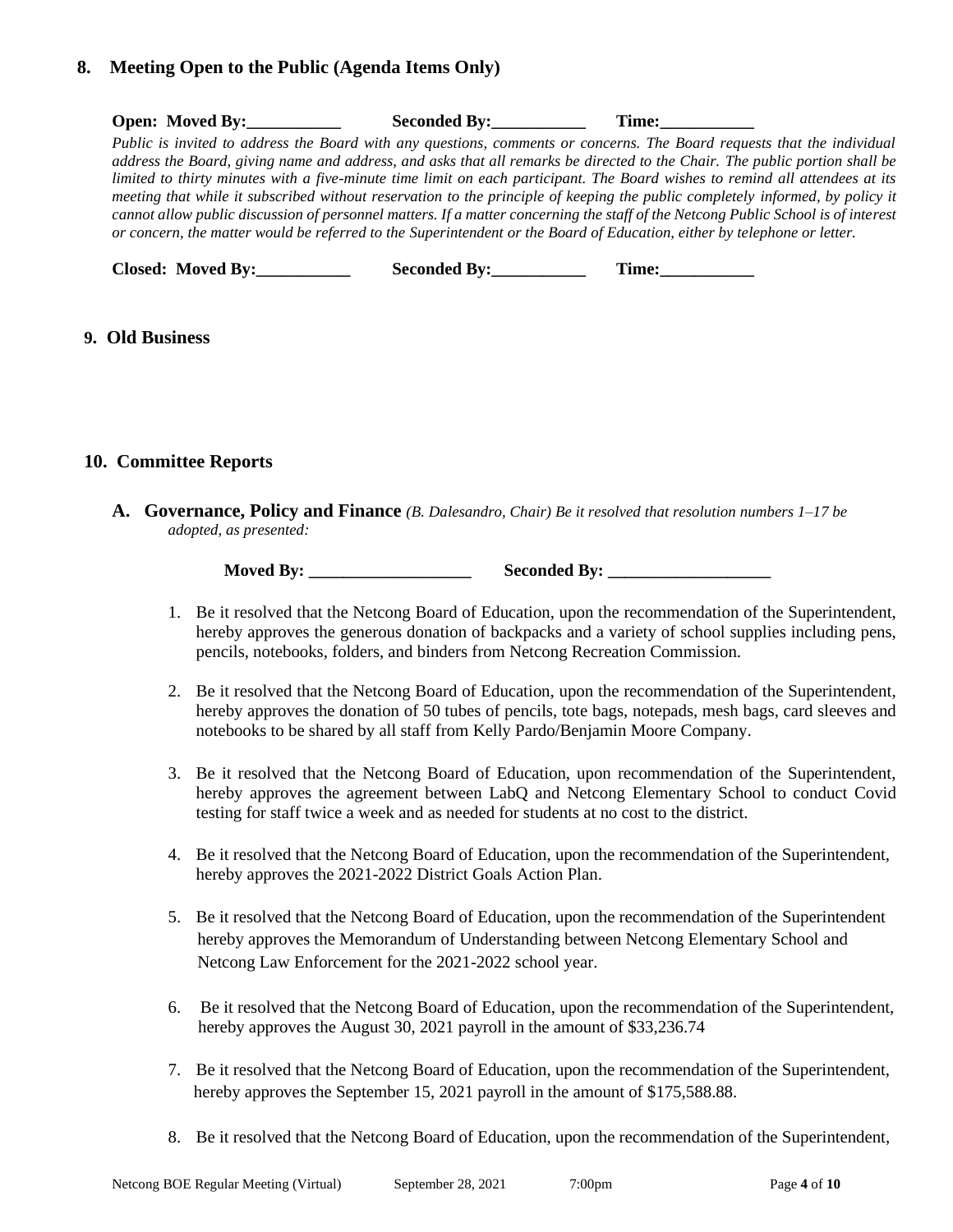## 8. Meeting Open to the Public (Agenda Items Only)

**Open: Moved By:___________ Seconded By:___________ Time:___________**

*Public is invited to address the Board with any questions, comments or concerns. The Board requests that the individual address the Board, giving name and address, and asks that all remarks be directed to the Chair. The public portion shall be limited to thirty minutes with a five-minute time limit on each participant. The Board wishes to remind all attendees at its meeting that while it subscribed without reservation to the principle of keeping the public completely informed, by policy it cannot allow public discussion of personnel matters. If a matter concerning the staff of the Netcong Public School is of interest or concern, the matter would be referred to the Superintendent or the Board of Education, either by telephone or letter.*

**Closed: Moved By:___________ Seconded By:___________ Time:___________**

## 9. Old Business

## 10. Committee Reports

**A. Governance, Policy and Finance** *(B. Dalesandro, Chair) Be it resolved that resolution numbers 1–17 be adopted, as presented:*

**Moved By: ___________________ Seconded By: ___________________**

1. Be it resolved that the Netcong Board of Education, upon the recommendation of the Superintendent, hereby approves the generous donation of backpacks and a variety of school supplies including pens, pencils, notebooks, folders, and binders from Netcong Recreation Commission.

2. Be it resolved that the Netcong Board of Education, upon the recommendation of the Superintendent, hereby approves the donation of 50 tubes of pencils, tote bags, notepads, mesh bags, card sleeves and notebooks to be shared by all staff from Kelly Pardo/Benjamin Moore Company.

3. Be it resolved that the Netcong Board of Education, upon recommendation of the Superintendent, hereby approves the agreement between LabQ and Netcong Elementary School to conduct Covid testing for staff twice a week and as needed for students at no cost to the district.

4. Be it resolved that the Netcong Board of Education, upon the recommendation of the Superintendent, hereby approves the 2021-2022 District Goals Action Plan.

5. Be it resolved that the Netcong Board of Education, upon the recommendation of the Superintendent hereby approves the Memorandum of Understanding between Netcong Elementary School and Netcong Law Enforcement for the 2021-2022 school year.

6. Be it resolved that the Netcong Board of Education, upon the recommendation of the Superintendent, hereby approves the August 30, 2021 payroll in the amount of $33,236.74

7. Be it resolved that the Netcong Board of Education, upon the recommendation of the Superintendent, hereby approves the September 15, 2021 payroll in the amount of $175,588.88.

8. Be it resolved that the Netcong Board of Education, upon the recommendation of the Superintendent,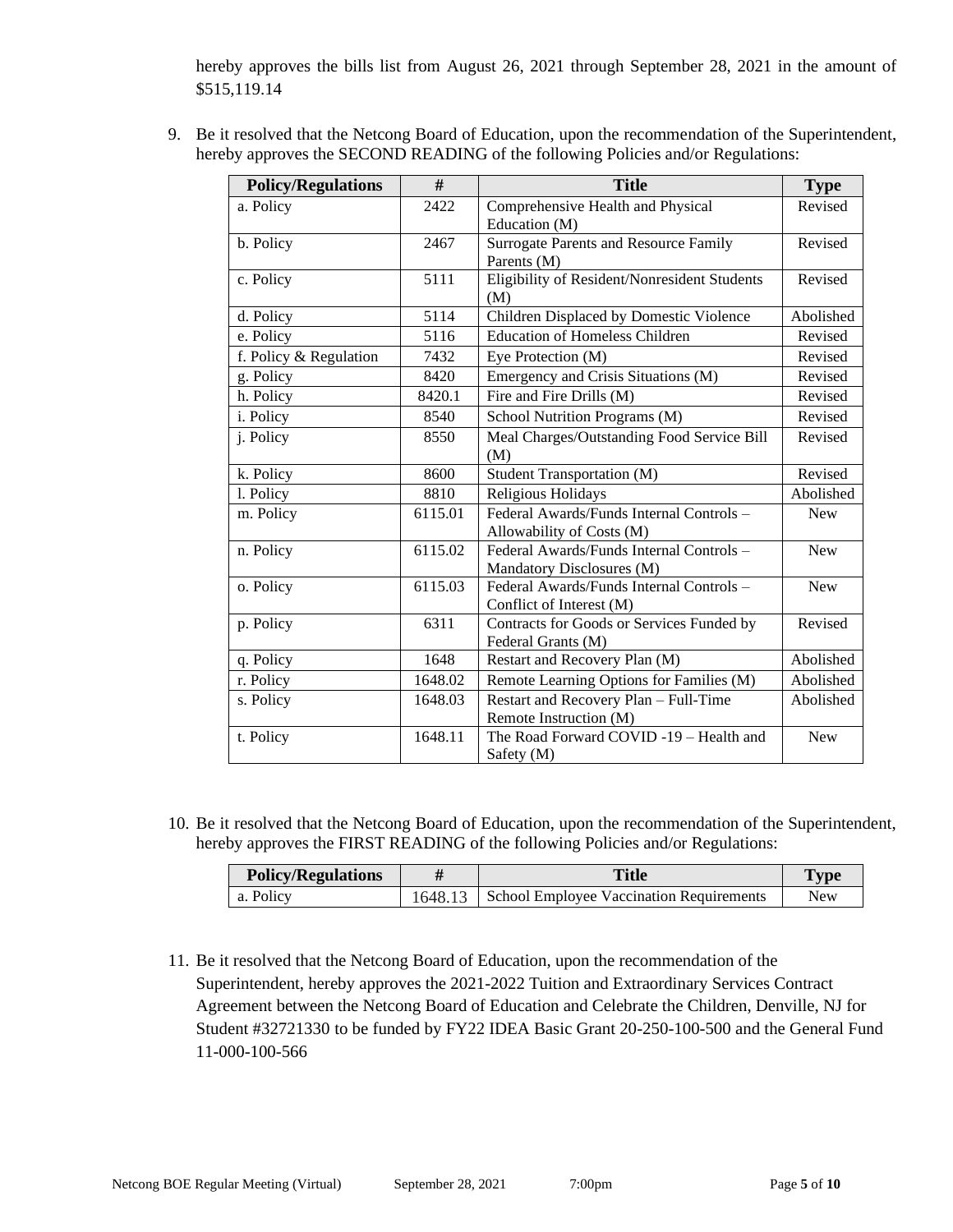hereby approves the bills list from August 26, 2021 through September 28, 2021 in the amount of $515,119.14

9. Be it resolved that the Netcong Board of Education, upon the recommendation of the Superintendent, hereby approves the SECOND READING of the following Policies and/or Regulations:

| Policy/Regulations | # | Title | Type |
|---|---|---|---|
| a. Policy | 2422 | Comprehensive Health and Physical Education (M) | Revised |
| b. Policy | 2467 | Surrogate Parents and Resource Family Parents (M) | Revised |
| c. Policy | 5111 | Eligibility of Resident/Nonresident Students (M) | Revised |
| d. Policy | 5114 | Children Displaced by Domestic Violence | Abolished |
| e. Policy | 5116 | Education of Homeless Children | Revised |
| f. Policy & Regulation | 7432 | Eye Protection (M) | Revised |
| g. Policy | 8420 | Emergency and Crisis Situations (M) | Revised |
| h. Policy | 8420.1 | Fire and Fire Drills (M) | Revised |
| i. Policy | 8540 | School Nutrition Programs (M) | Revised |
| j. Policy | 8550 | Meal Charges/Outstanding Food Service Bill (M) | Revised |
| k. Policy | 8600 | Student Transportation (M) | Revised |
| l. Policy | 8810 | Religious Holidays | Abolished |
| m. Policy | 6115.01 | Federal Awards/Funds Internal Controls – Allowability of Costs (M) | New |
| n. Policy | 6115.02 | Federal Awards/Funds Internal Controls – Mandatory Disclosures (M) | New |
| o. Policy | 6115.03 | Federal Awards/Funds Internal Controls – Conflict of Interest (M) | New |
| p. Policy | 6311 | Contracts for Goods or Services Funded by Federal Grants (M) | Revised |
| q. Policy | 1648 | Restart and Recovery Plan (M) | Abolished |
| r. Policy | 1648.02 | Remote Learning Options for Families (M) | Abolished |
| s. Policy | 1648.03 | Restart and Recovery Plan – Full-Time Remote Instruction (M) | Abolished |
| t. Policy | 1648.11 | The Road Forward COVID -19 – Health and Safety (M) | New |

10. Be it resolved that the Netcong Board of Education, upon the recommendation of the Superintendent, hereby approves the FIRST READING of the following Policies and/or Regulations:

| Policy/Regulations | # | Title | Type |
|---|---|---|---|
| a. Policy | 1648.13 | School Employee Vaccination Requirements | New |

11. Be it resolved that the Netcong Board of Education, upon the recommendation of the Superintendent, hereby approves the 2021-2022 Tuition and Extraordinary Services Contract Agreement between the Netcong Board of Education and Celebrate the Children, Denville, NJ for Student #32721330 to be funded by FY22 IDEA Basic Grant 20-250-100-500 and the General Fund 11-000-100-566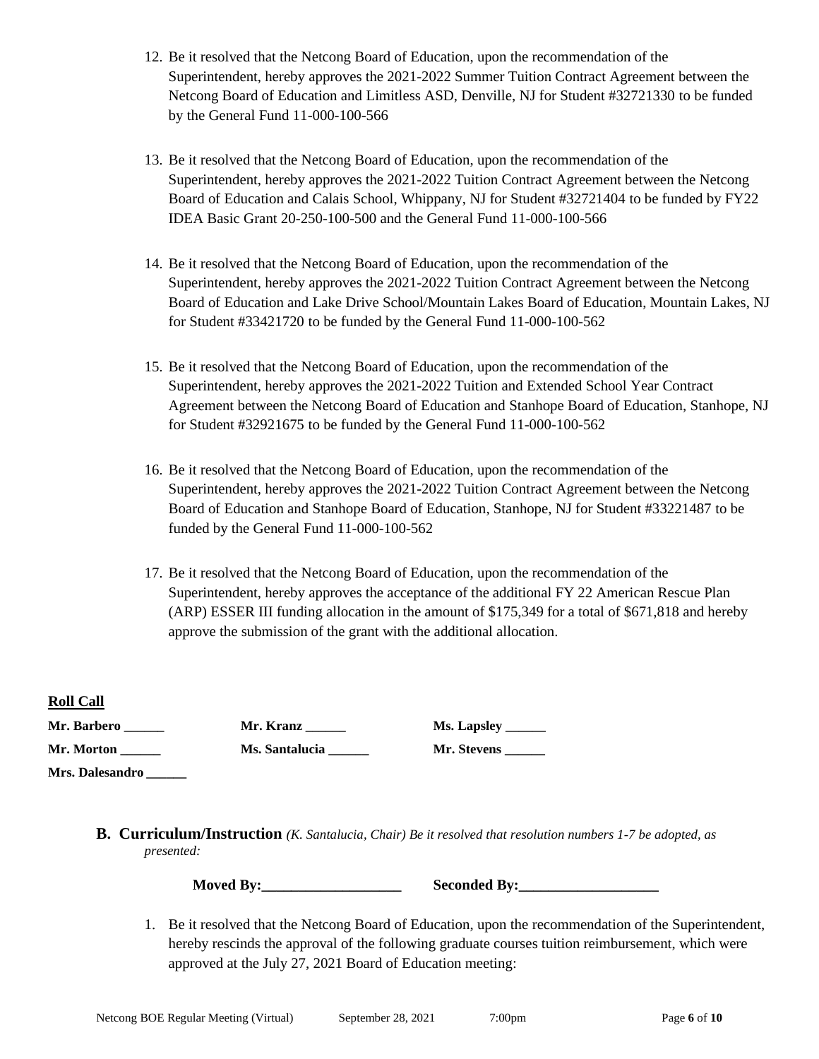12. Be it resolved that the Netcong Board of Education, upon the recommendation of the Superintendent, hereby approves the 2021-2022 Summer Tuition Contract Agreement between the Netcong Board of Education and Limitless ASD, Denville, NJ for Student #32721330 to be funded by the General Fund 11-000-100-566

13. Be it resolved that the Netcong Board of Education, upon the recommendation of the Superintendent, hereby approves the 2021-2022 Tuition Contract Agreement between the Netcong Board of Education and Calais School, Whippany, NJ for Student #32721404 to be funded by FY22 IDEA Basic Grant 20-250-100-500 and the General Fund 11-000-100-566

14. Be it resolved that the Netcong Board of Education, upon the recommendation of the Superintendent, hereby approves the 2021-2022 Tuition Contract Agreement between the Netcong Board of Education and Lake Drive School/Mountain Lakes Board of Education, Mountain Lakes, NJ for Student #33421720 to be funded by the General Fund 11-000-100-562

15. Be it resolved that the Netcong Board of Education, upon the recommendation of the Superintendent, hereby approves the 2021-2022 Tuition and Extended School Year Contract Agreement between the Netcong Board of Education and Stanhope Board of Education, Stanhope, NJ for Student #32921675 to be funded by the General Fund 11-000-100-562

16. Be it resolved that the Netcong Board of Education, upon the recommendation of the Superintendent, hereby approves the 2021-2022 Tuition Contract Agreement between the Netcong Board of Education and Stanhope Board of Education, Stanhope, NJ for Student #33221487 to be funded by the General Fund 11-000-100-562

17. Be it resolved that the Netcong Board of Education, upon the recommendation of the Superintendent, hereby approves the acceptance of the additional FY 22 American Rescue Plan (ARP) ESSER III funding allocation in the amount of $175,349 for a total of $671,818 and hereby approve the submission of the grant with the additional allocation.

**Roll Call**

**Mr. Barbero ______** **Mr. Kranz ______** **Ms. Lapsley ______**

**Mr. Morton ______** **Ms. Santalucia ______** **Mr. Stevens ______**

**Mrs. Dalesandro ______**

**B. Curriculum/Instruction** *(K. Santalucia, Chair) Be it resolved that resolution numbers 1-7 be adopted, as presented:*

**Moved By:___________________** **Seconded By:___________________**

1. Be it resolved that the Netcong Board of Education, upon the recommendation of the Superintendent, hereby rescinds the approval of the following graduate courses tuition reimbursement, which were approved at the July 27, 2021 Board of Education meeting: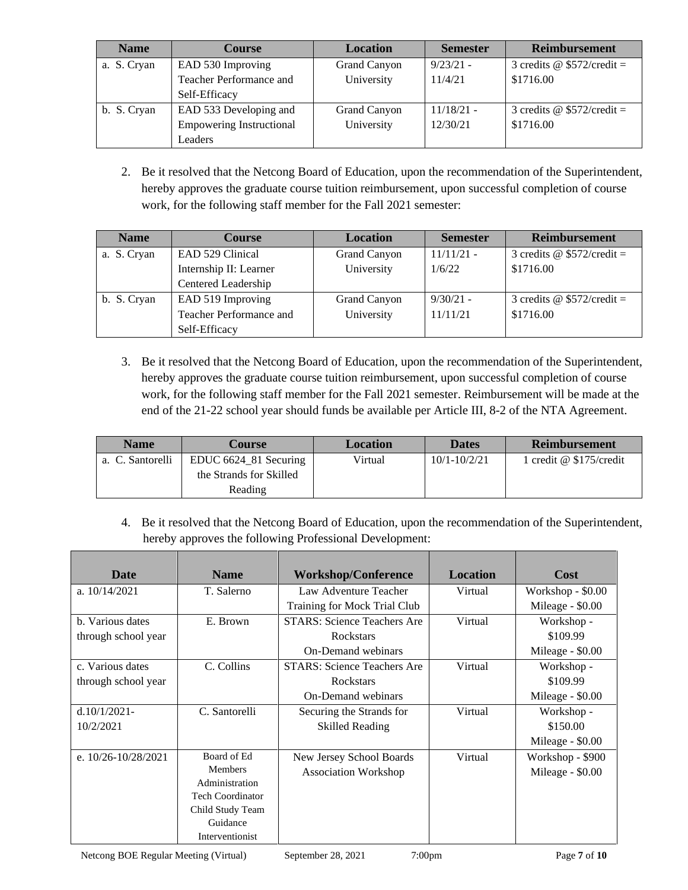| Name | Course | Location | Semester | Reimbursement |
|---|---|---|---|---|
| a. S. Cryan | EAD 530 Improving Teacher Performance and Self-Efficacy | Grand Canyon University | 9/23/21 - 11/4/21 | 3 credits @ $572/credit = $1716.00 |
| b. S. Cryan | EAD 533 Developing and Empowering Instructional Leaders | Grand Canyon University | 11/18/21 - 12/30/21 | 3 credits @ $572/credit = $1716.00 |

2. Be it resolved that the Netcong Board of Education, upon the recommendation of the Superintendent, hereby approves the graduate course tuition reimbursement, upon successful completion of course work, for the following staff member for the Fall 2021 semester:

| Name | Course | Location | Semester | Reimbursement |
|---|---|---|---|---|
| a. S. Cryan | EAD 529 Clinical Internship II: Learner Centered Leadership | Grand Canyon University | 11/11/21 - 1/6/22 | 3 credits @ $572/credit = $1716.00 |
| b. S. Cryan | EAD 519 Improving Teacher Performance and Self-Efficacy | Grand Canyon University | 9/30/21 - 11/11/21 | 3 credits @ $572/credit = $1716.00 |

3. Be it resolved that the Netcong Board of Education, upon the recommendation of the Superintendent, hereby approves the graduate course tuition reimbursement, upon successful completion of course work, for the following staff member for the Fall 2021 semester. Reimbursement will be made at the end of the 21-22 school year should funds be available per Article III, 8-2 of the NTA Agreement.

| Name | Course | Location | Dates | Reimbursement |
|---|---|---|---|---|
| a. C. Santorelli | EDUC 6624_81 Securing the Strands for Skilled Reading | Virtual | 10/1-10/2/21 | 1 credit @ $175/credit |

4. Be it resolved that the Netcong Board of Education, upon the recommendation of the Superintendent, hereby approves the following Professional Development:

| Date | Name | Workshop/Conference | Location | Cost |
|---|---|---|---|---|
| a. 10/14/2021 | T. Salerno | Law Adventure Teacher Training for Mock Trial Club | Virtual | Workshop - $0.00<br>Mileage - $0.00 |
| b. Various dates through school year | E. Brown | STARS: Science Teachers Are Rockstars On-Demand webinars | Virtual | Workshop - $109.99<br>Mileage - $0.00 |
| c. Various dates through school year | C. Collins | STARS: Science Teachers Are Rockstars On-Demand webinars | Virtual | Workshop - $109.99<br>Mileage - $0.00 |
| d.10/1/2021-10/2/2021 | C. Santorelli | Securing the Strands for Skilled Reading | Virtual | Workshop - $150.00<br>Mileage - $0.00 |
| e. 10/26-10/28/2021 | Board of Ed Members<br>Administration<br>Tech Coordinator<br>Child Study Team<br>Guidance<br>Interventionist | New Jersey School Boards Association Workshop | Virtual | Workshop - $900<br>Mileage - $0.00 |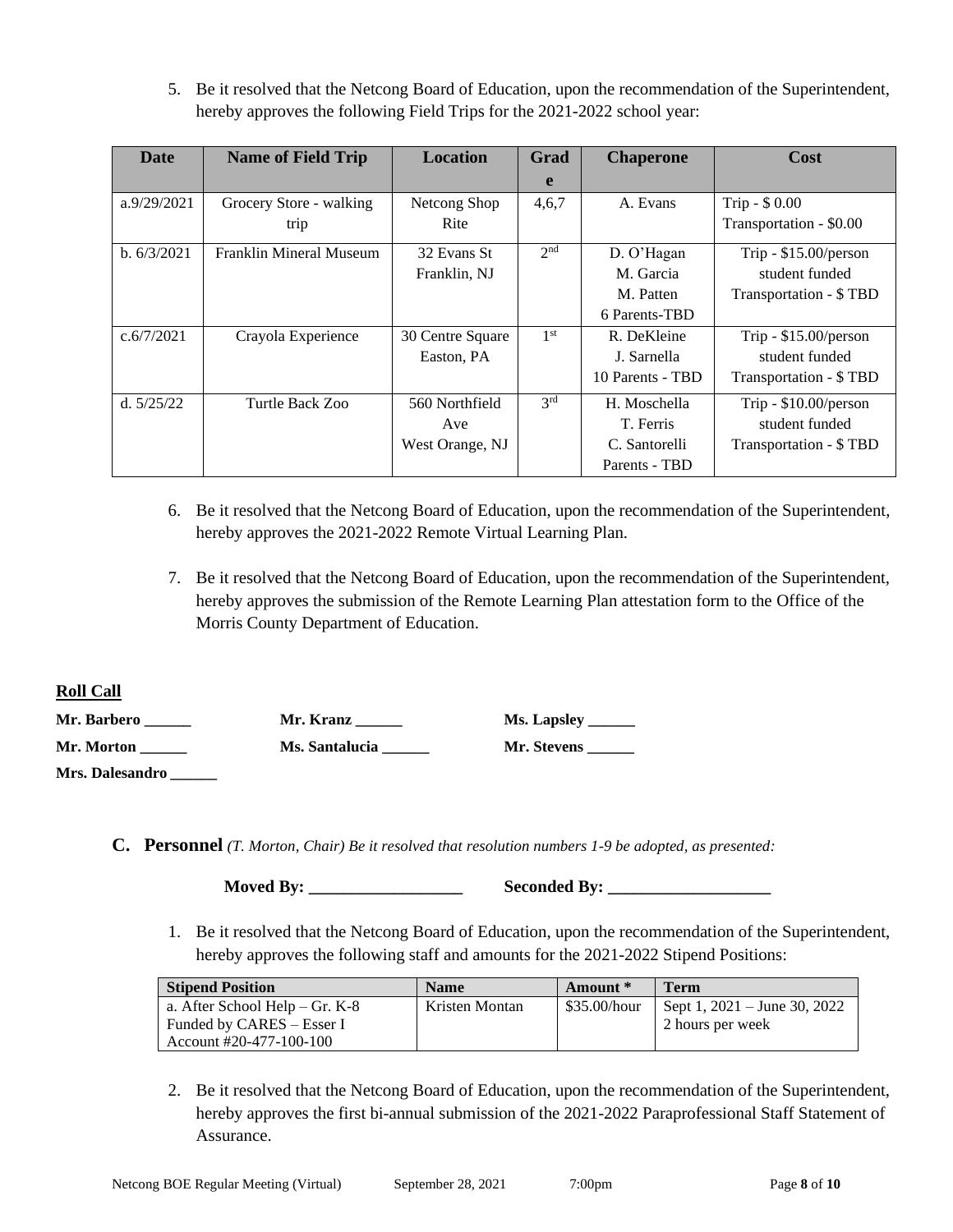5. Be it resolved that the Netcong Board of Education, upon the recommendation of the Superintendent, hereby approves the following Field Trips for the 2021-2022 school year:

| Date | Name of Field Trip | Location | Grade | Chaperone | Cost |
|---|---|---|---|---|---|
| a.9/29/2021 | Grocery Store - walking trip | Netcong Shop Rite | 4,6,7 | A. Evans | Trip - $ 0.00<br>Transportation - $0.00 |
| b. 6/3/2021 | Franklin Mineral Museum | 32 Evans St<br>Franklin, NJ | 2nd | D. O'Hagan<br>M. Garcia<br>M. Patten<br>6 Parents-TBD | Trip - $15.00/person student funded<br>Transportation - $ TBD |
| c.6/7/2021 | Crayola Experience | 30 Centre Square<br>Easton, PA | 1st | R. DeKleine<br>J. Sarnella<br>10 Parents - TBD | Trip - $15.00/person student funded<br>Transportation - $ TBD |
| d. 5/25/22 | Turtle Back Zoo | 560 Northfield Ave<br>West Orange, NJ | 3rd | H. Moschella<br>T. Ferris<br>C. Santorelli<br>Parents - TBD | Trip - $10.00/person student funded<br>Transportation - $ TBD |

6. Be it resolved that the Netcong Board of Education, upon the recommendation of the Superintendent, hereby approves the 2021-2022 Remote Virtual Learning Plan.

7. Be it resolved that the Netcong Board of Education, upon the recommendation of the Superintendent, hereby approves the submission of the Remote Learning Plan attestation form to the Office of the Morris County Department of Education.

**Roll Call**

**Mr. Barbero ______** **Mr. Kranz ______** **Ms. Lapsley ______**

**Mr. Morton ______** **Ms. Santalucia ______** **Mr. Stevens ______**

**Mrs. Dalesandro ______**

**C. Personnel** *(T. Morton, Chair) Be it resolved that resolution numbers 1-9 be adopted, as presented:*

**Moved By: ___________________** **Seconded By: ____________________**

1. Be it resolved that the Netcong Board of Education, upon the recommendation of the Superintendent, hereby approves the following staff and amounts for the 2021-2022 Stipend Positions:

| Stipend Position | Name | Amount * | Term |
|---|---|---|---|
| a. After School Help – Gr. K-8<br>Funded by CARES – Esser I<br>Account #20-477-100-100 | Kristen Montan | $35.00/hour | Sept 1, 2021 – June 30, 2022<br>2 hours per week |

2. Be it resolved that the Netcong Board of Education, upon the recommendation of the Superintendent, hereby approves the first bi-annual submission of the 2021-2022 Paraprofessional Staff Statement of Assurance.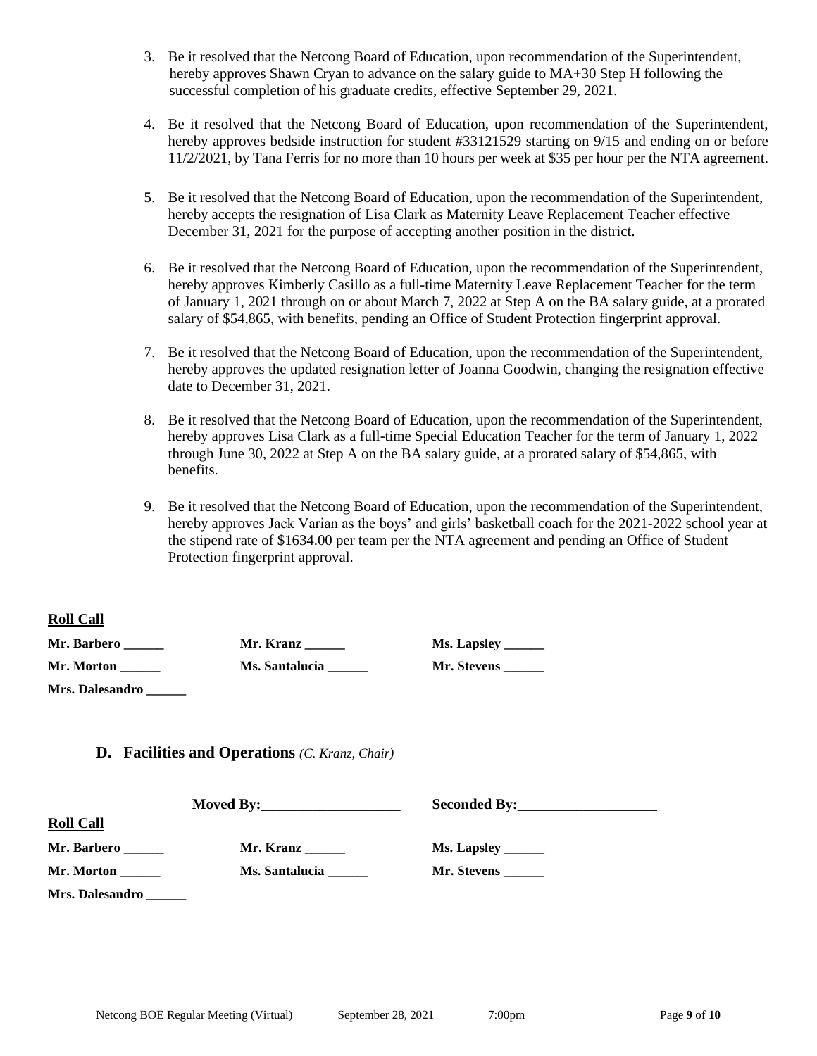3. Be it resolved that the Netcong Board of Education, upon recommendation of the Superintendent, hereby approves Shawn Cryan to advance on the salary guide to MA+30 Step H following the successful completion of his graduate credits, effective September 29, 2021.

4. Be it resolved that the Netcong Board of Education, upon recommendation of the Superintendent, hereby approves bedside instruction for student #33121529 starting on 9/15 and ending on or before 11/2/2021, by Tana Ferris for no more than 10 hours per week at $35 per hour per the NTA agreement.

5. Be it resolved that the Netcong Board of Education, upon the recommendation of the Superintendent, hereby accepts the resignation of Lisa Clark as Maternity Leave Replacement Teacher effective December 31, 2021 for the purpose of accepting another position in the district.

6. Be it resolved that the Netcong Board of Education, upon the recommendation of the Superintendent, hereby approves Kimberly Casillo as a full-time Maternity Leave Replacement Teacher for the term of January 1, 2021 through on or about March 7, 2022 at Step A on the BA salary guide, at a prorated salary of $54,865, with benefits, pending an Office of Student Protection fingerprint approval.

7. Be it resolved that the Netcong Board of Education, upon the recommendation of the Superintendent, hereby approves the updated resignation letter of Joanna Goodwin, changing the resignation effective date to December 31, 2021.

8. Be it resolved that the Netcong Board of Education, upon the recommendation of the Superintendent, hereby approves Lisa Clark as a full-time Special Education Teacher for the term of January 1, 2022 through June 30, 2022 at Step A on the BA salary guide, at a prorated salary of $54,865, with benefits.

9. Be it resolved that the Netcong Board of Education, upon the recommendation of the Superintendent, hereby approves Jack Varian as the boys' and girls' basketball coach for the 2021-2022 school year at the stipend rate of $1634.00 per team per the NTA agreement and pending an Office of Student Protection fingerprint approval.

**Roll Call**

**Mr. Barbero ______** **Mr. Kranz ______** **Ms. Lapsley ______**

**Mr. Morton ______** **Ms. Santalucia ______** **Mr. Stevens ______**

**Mrs. Dalesandro ______**

### D. Facilities and Operations *(C. Kranz, Chair)*

**Moved By:____________________** **Seconded By:____________________**

**Roll Call**

**Mr. Barbero ______** **Mr. Kranz ______** **Ms. Lapsley ______**

**Mr. Morton ______** **Ms. Santalucia ______** **Mr. Stevens ______**

**Mrs. Dalesandro ______**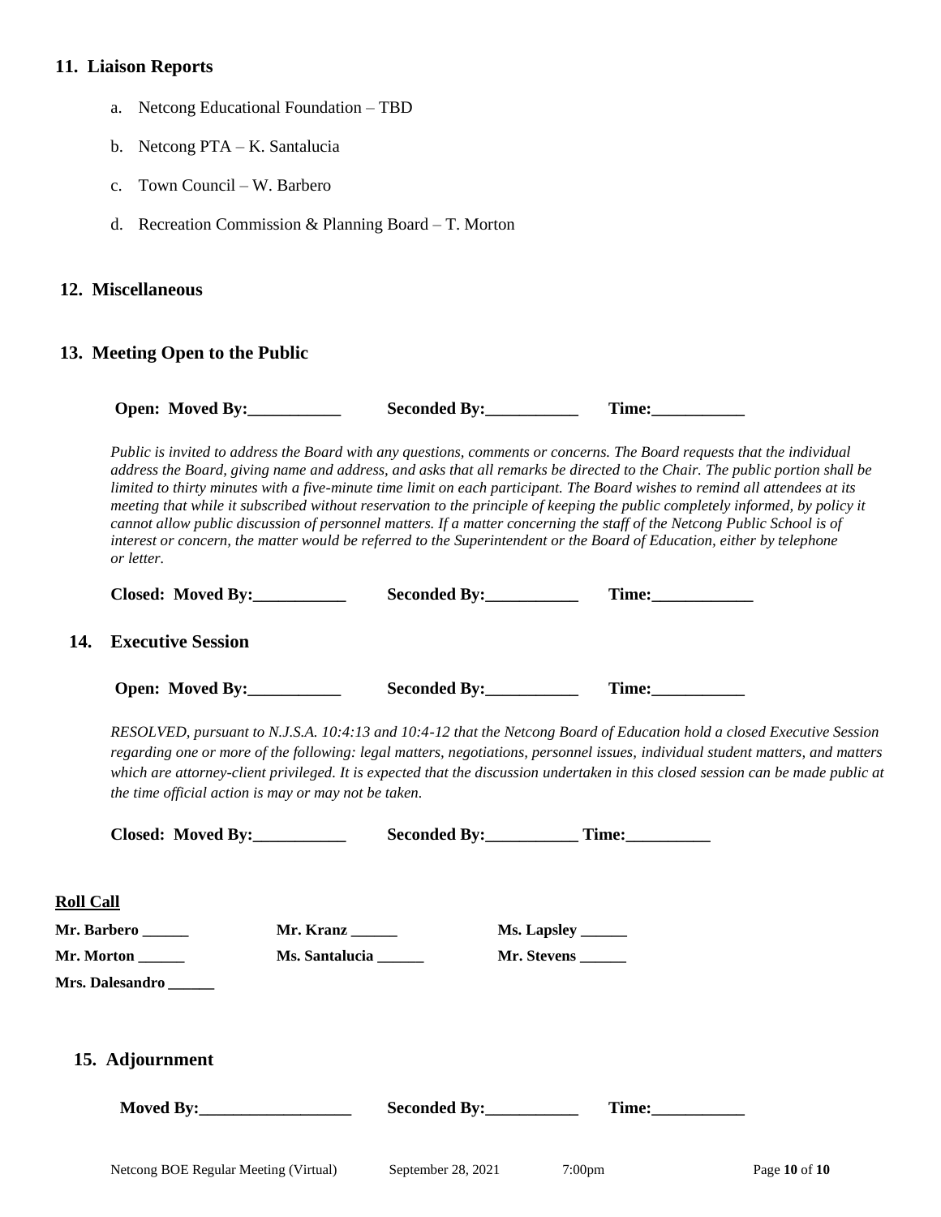## 11. Liaison Reports

a. Netcong Educational Foundation – TBD

b. Netcong PTA – K. Santalucia

c. Town Council – W. Barbero

d. Recreation Commission & Planning Board – T. Morton

## 12. Miscellaneous

## 13. Meeting Open to the Public

**Open: Moved By:___________ Seconded By:___________ Time:___________**

*Public is invited to address the Board with any questions, comments or concerns. The Board requests that the individual address the Board, giving name and address, and asks that all remarks be directed to the Chair. The public portion shall be limited to thirty minutes with a five-minute time limit on each participant. The Board wishes to remind all attendees at its meeting that while it subscribed without reservation to the principle of keeping the public completely informed, by policy it cannot allow public discussion of personnel matters. If a matter concerning the staff of the Netcong Public School is of interest or concern, the matter would be referred to the Superintendent or the Board of Education, either by telephone or letter.*

**Closed: Moved By:___________ Seconded By:___________ Time:____________**

## 14. Executive Session

**Open: Moved By:___________ Seconded By:___________ Time:___________**

*RESOLVED, pursuant to N.J.S.A. 10:4:13 and 10:4-12 that the Netcong Board of Education hold a closed Executive Session regarding one or more of the following: legal matters, negotiations, personnel issues, individual student matters, and matters which are attorney-client privileged. It is expected that the discussion undertaken in this closed session can be made public at the time official action is may or may not be taken.*

**Closed: Moved By:___________ Seconded By:___________ Time:__________**

**Roll Call**

**Mr. Barbero ______** **Mr. Kranz ______** **Ms. Lapsley ______**

**Mr. Morton ______** **Ms. Santalucia ______** **Mr. Stevens ______**

**Mrs. Dalesandro ______**

## 15. Adjournment

**Moved By:__________________ Seconded By:___________ Time:___________**